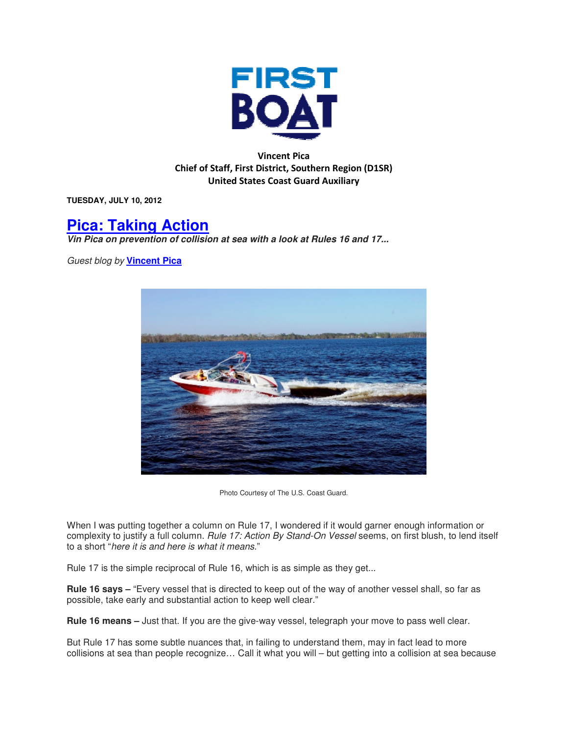# FIRST BOAT

**Vincent Pica**
**Chief of Staff, First District, Southern Region (D1SR)**
**United States Coast Guard Auxiliary**

**TUESDAY, JULY 10, 2012**

## Pica: Taking Action

***Vin Pica on prevention of collision at sea with a look at Rules 16 and 17...***

*Guest blog by* **Vincent Pica**

Photo Courtesy of The U.S. Coast Guard.

When I was putting together a column on Rule 17, I wondered if it would garner enough information or complexity to justify a full column. *Rule 17: Action By Stand-On Vessel* seems, on first blush, to lend itself to a short "*here it is and here is what it means.*"

Rule 17 is the simple reciprocal of Rule 16, which is as simple as they get...

**Rule 16 says –** "Every vessel that is directed to keep out of the way of another vessel shall, so far as possible, take early and substantial action to keep well clear."

**Rule 16 means –** Just that. If you are the give-way vessel, telegraph your move to pass well clear.

But Rule 17 has some subtle nuances that, in failing to understand them, may in fact lead to more collisions at sea than people recognize… Call it what you will – but getting into a collision at sea because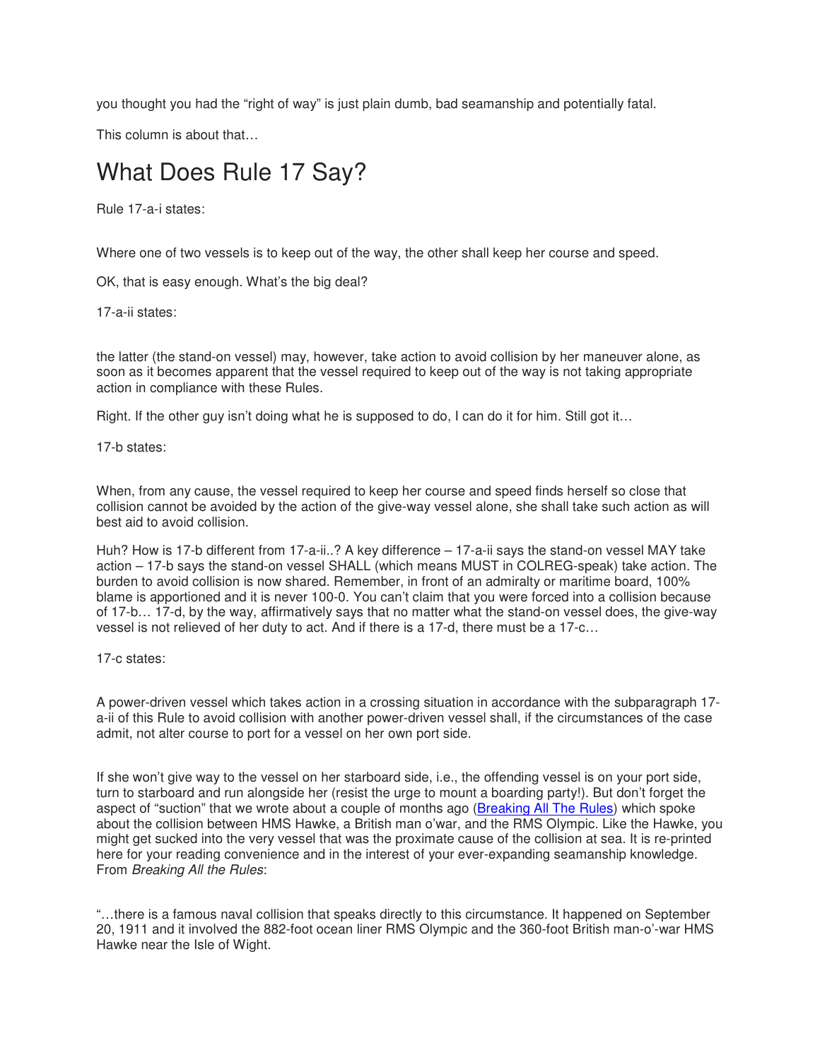you thought you had the "right of way" is just plain dumb, bad seamanship and potentially fatal.

This column is about that…

# What Does Rule 17 Say?

Rule 17-a-i states:

Where one of two vessels is to keep out of the way, the other shall keep her course and speed.

OK, that is easy enough. What's the big deal?

17-a-ii states:

the latter (the stand-on vessel) may, however, take action to avoid collision by her maneuver alone, as soon as it becomes apparent that the vessel required to keep out of the way is not taking appropriate action in compliance with these Rules.

Right. If the other guy isn't doing what he is supposed to do, I can do it for him. Still got it…

17-b states:

When, from any cause, the vessel required to keep her course and speed finds herself so close that collision cannot be avoided by the action of the give-way vessel alone, she shall take such action as will best aid to avoid collision.

Huh? How is 17-b different from 17-a-ii..? A key difference – 17-a-ii says the stand-on vessel MAY take action – 17-b says the stand-on vessel SHALL (which means MUST in COLREG-speak) take action. The burden to avoid collision is now shared. Remember, in front of an admiralty or maritime board, 100% blame is apportioned and it is never 100-0. You can't claim that you were forced into a collision because of 17-b… 17-d, by the way, affirmatively says that no matter what the stand-on vessel does, the give-way vessel is not relieved of her duty to act. And if there is a 17-d, there must be a 17-c…

17-c states:

A power-driven vessel which takes action in a crossing situation in accordance with the subparagraph 17-a-ii of this Rule to avoid collision with another power-driven vessel shall, if the circumstances of the case admit, not alter course to port for a vessel on her own port side.

If she won't give way to the vessel on her starboard side, i.e., the offending vessel is on your port side, turn to starboard and run alongside her (resist the urge to mount a boarding party!). But don't forget the aspect of "suction" that we wrote about a couple of months ago (Breaking All The Rules) which spoke about the collision between HMS Hawke, a British man o'war, and the RMS Olympic. Like the Hawke, you might get sucked into the very vessel that was the proximate cause of the collision at sea. It is re-printed here for your reading convenience and in the interest of your ever-expanding seamanship knowledge. From *Breaking All the Rules*:

"…there is a famous naval collision that speaks directly to this circumstance. It happened on September 20, 1911 and it involved the 882-foot ocean liner RMS Olympic and the 360-foot British man-o'-war HMS Hawke near the Isle of Wight.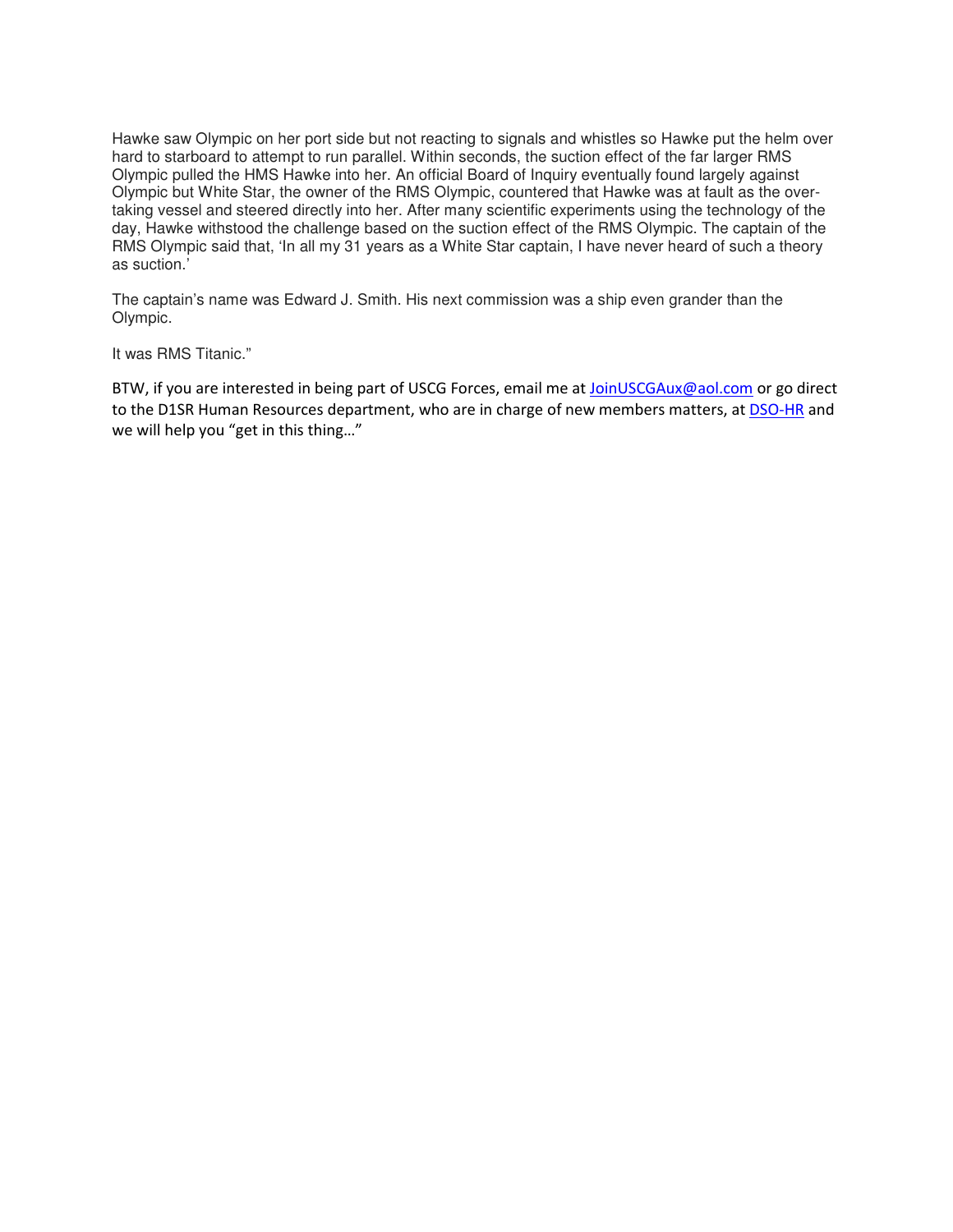Hawke saw Olympic on her port side but not reacting to signals and whistles so Hawke put the helm over hard to starboard to attempt to run parallel. Within seconds, the suction effect of the far larger RMS Olympic pulled the HMS Hawke into her. An official Board of Inquiry eventually found largely against Olympic but White Star, the owner of the RMS Olympic, countered that Hawke was at fault as the over-taking vessel and steered directly into her. After many scientific experiments using the technology of the day, Hawke withstood the challenge based on the suction effect of the RMS Olympic. The captain of the RMS Olympic said that, 'In all my 31 years as a White Star captain, I have never heard of such a theory as suction.'

The captain's name was Edward J. Smith. His next commission was a ship even grander than the Olympic.

It was RMS Titanic."

BTW, if you are interested in being part of USCG Forces, email me at JoinUSCGAux@aol.com or go direct to the D1SR Human Resources department, who are in charge of new members matters, at DSO-HR and we will help you "get in this thing…"